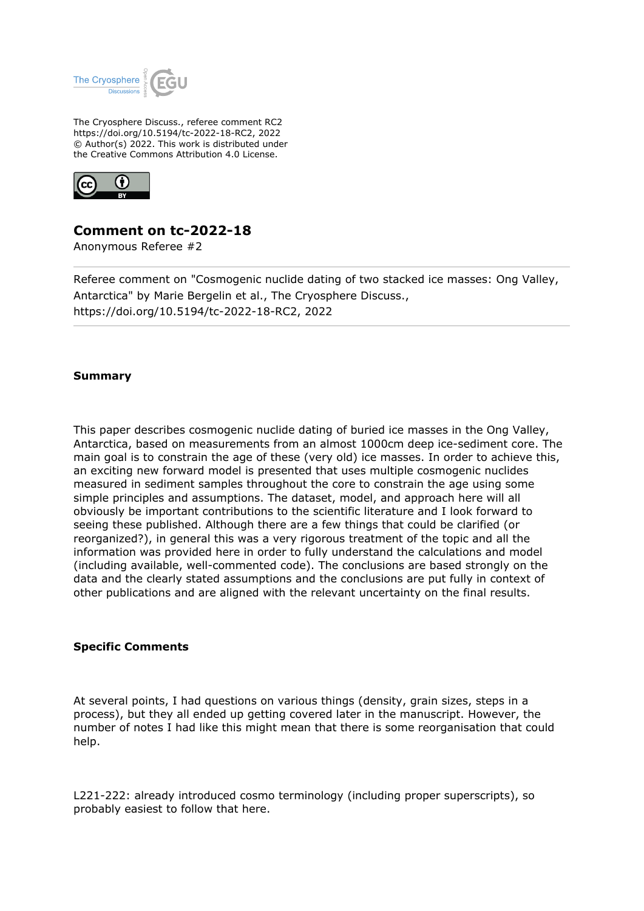The Cryosphere Discuss., referee comment RC2
https://doi.org/10.5194/tc-2022-18-RC2, 2022
© Author(s) 2022. This work is distributed under
the Creative Commons Attribution 4.0 License.

# Comment on tc-2022-18

Anonymous Referee #2

---

Referee comment on "Cosmogenic nuclide dating of two stacked ice masses: Ong Valley, Antarctica" by Marie Bergelin et al., The Cryosphere Discuss., https://doi.org/10.5194/tc-2022-18-RC2, 2022

---

## Summary

This paper describes cosmogenic nuclide dating of buried ice masses in the Ong Valley, Antarctica, based on measurements from an almost 1000cm deep ice-sediment core. The main goal is to constrain the age of these (very old) ice masses. In order to achieve this, an exciting new forward model is presented that uses multiple cosmogenic nuclides measured in sediment samples throughout the core to constrain the age using some simple principles and assumptions. The dataset, model, and approach here will all obviously be important contributions to the scientific literature and I look forward to seeing these published. Although there are a few things that could be clarified (or reorganized?), in general this was a very rigorous treatment of the topic and all the information was provided here in order to fully understand the calculations and model (including available, well-commented code). The conclusions are based strongly on the data and the clearly stated assumptions and the conclusions are put fully in context of other publications and are aligned with the relevant uncertainty on the final results.

## Specific Comments

At several points, I had questions on various things (density, grain sizes, steps in a process), but they all ended up getting covered later in the manuscript. However, the number of notes I had like this might mean that there is some reorganisation that could help.

L221-222: already introduced cosmo terminology (including proper superscripts), so probably easiest to follow that here.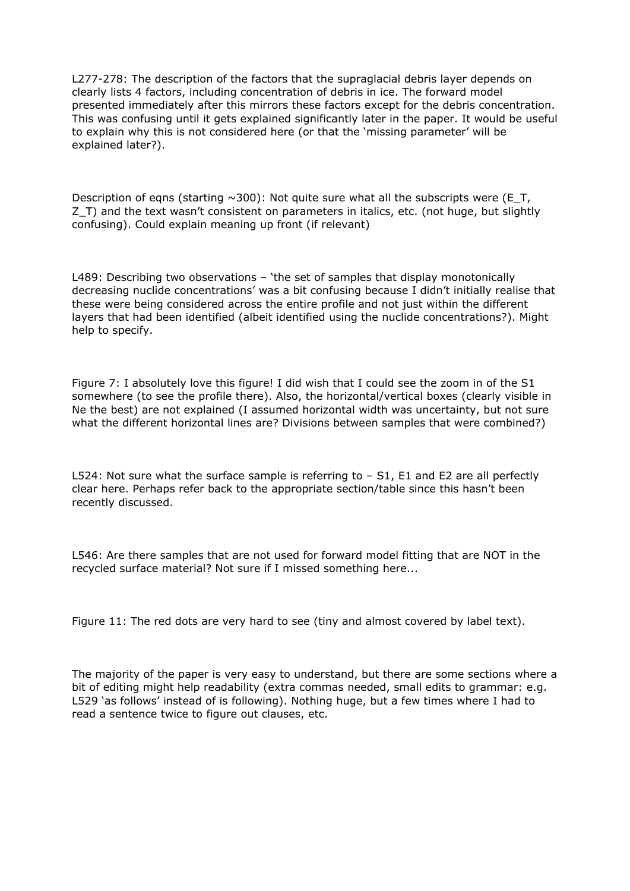L277-278: The description of the factors that the supraglacial debris layer depends on clearly lists 4 factors, including concentration of debris in ice. The forward model presented immediately after this mirrors these factors except for the debris concentration. This was confusing until it gets explained significantly later in the paper. It would be useful to explain why this is not considered here (or that the 'missing parameter' will be explained later?).

Description of eqns (starting ~300): Not quite sure what all the subscripts were ($E_T$, $Z_T$) and the text wasn't consistent on parameters in italics, etc. (not huge, but slightly confusing). Could explain meaning up front (if relevant)

L489: Describing two observations – 'the set of samples that display monotonically decreasing nuclide concentrations' was a bit confusing because I didn't initially realise that these were being considered across the entire profile and not just within the different layers that had been identified (albeit identified using the nuclide concentrations?). Might help to specify.

Figure 7: I absolutely love this figure! I did wish that I could see the zoom in of the S1 somewhere (to see the profile there). Also, the horizontal/vertical boxes (clearly visible in Ne the best) are not explained (I assumed horizontal width was uncertainty, but not sure what the different horizontal lines are? Divisions between samples that were combined?)

L524: Not sure what the surface sample is referring to – S1, E1 and E2 are all perfectly clear here. Perhaps refer back to the appropriate section/table since this hasn't been recently discussed.

L546: Are there samples that are not used for forward model fitting that are NOT in the recycled surface material? Not sure if I missed something here...

Figure 11: The red dots are very hard to see (tiny and almost covered by label text).

The majority of the paper is very easy to understand, but there are some sections where a bit of editing might help readability (extra commas needed, small edits to grammar: e.g. L529 'as follows' instead of is following). Nothing huge, but a few times where I had to read a sentence twice to figure out clauses, etc.